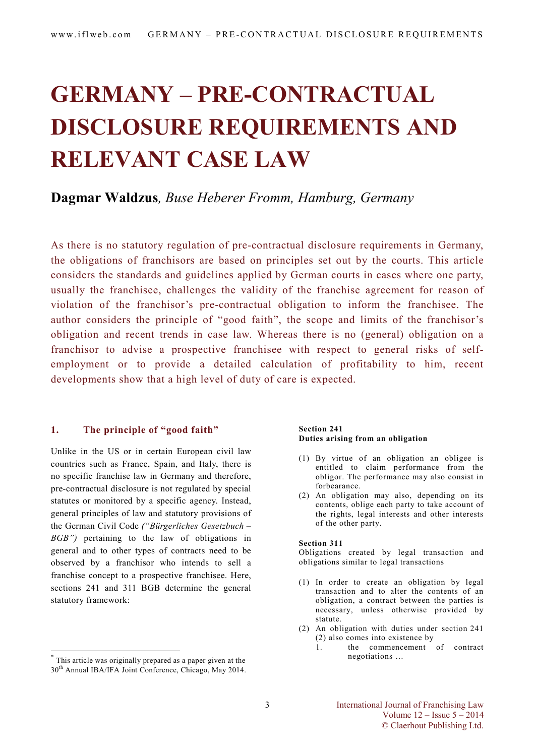# GERMANY – PRE-CONTRACTUAL DISCLOSURE REQUIREMENTS AND RELEVANT CASE LAW

**Dagmar Waldzus**, *Buse Heberer Fromm, Hamburg, Germany*

As there is no statutory regulation of pre-contractual disclosure requirements in Germany, the obligations of franchisors are based on principles set out by the courts. This article considers the standards and guidelines applied by German courts in cases where one party, usually the franchisee, challenges the validity of the franchise agreement for reason of violation of the franchisor's pre-contractual obligation to inform the franchisee. The author considers the principle of "good faith", the scope and limits of the franchisor's obligation and recent trends in case law. Whereas there is no (general) obligation on a franchisor to advise a prospective franchisee with respect to general risks of self-employment or to provide a detailed calculation of profitability to him, recent developments show that a high level of duty of care is expected.

## 1. The principle of "good faith"

Unlike in the US or in certain European civil law countries such as France, Spain, and Italy, there is no specific franchise law in Germany and therefore, pre-contractual disclosure is not regulated by special statutes or monitored by a specific agency. Instead, general principles of law and statutory provisions of the German Civil Code *("Bürgerliches Gesetzbuch – BGB")* pertaining to the law of obligations in general and to other types of contracts need to be observed by a franchisor who intends to sell a franchise concept to a prospective franchisee. Here, sections 241 and 311 BGB determine the general statutory framework:

**Section 241**
**Duties arising from an obligation**

(1) By virtue of an obligation an obligee is entitled to claim performance from the obligor. The performance may also consist in forbearance.
(2) An obligation may also, depending on its contents, oblige each party to take account of the rights, legal interests and other interests of the other party.

**Section 311**
Obligations created by legal transaction and obligations similar to legal transactions

(1) In order to create an obligation by legal transaction and to alter the contents of an obligation, a contract between the parties is necessary, unless otherwise provided by statute.
(2) An obligation with duties under section 241 (2) also comes into existence by
    1. the commencement of contract negotiations …

[*] This article was originally prepared as a paper given at the 30th Annual IBA/IFA Joint Conference, Chicago, May 2014.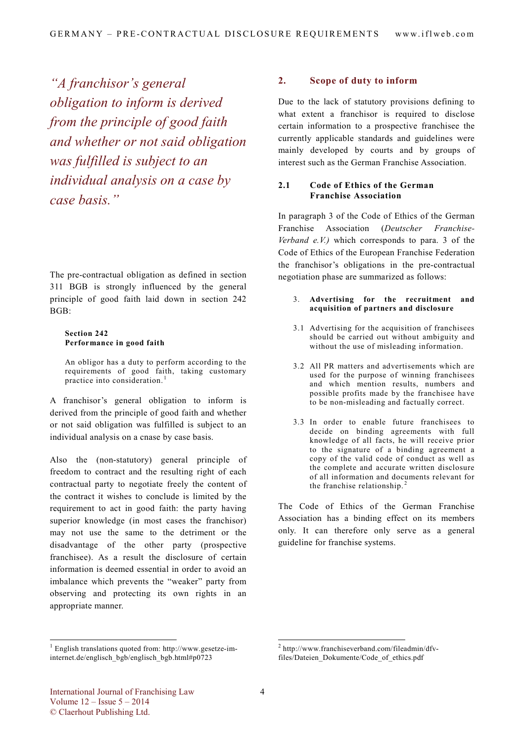*"A franchisor's general obligation to inform is derived from the principle of good faith and whether or not said obligation was fulfilled is subject to an individual analysis on a case by case basis."*

The pre-contractual obligation as defined in section 311 BGB is strongly influenced by the general principle of good faith laid down in section 242 BGB:

> **Section 242**
> **Performance in good faith**
>
> An obligor has a duty to perform according to the requirements of good faith, taking customary practice into consideration.[1]

A franchisor's general obligation to inform is derived from the principle of good faith and whether or not said obligation was fulfilled is subject to an individual analysis on a cnase by case basis.

Also the (non-statutory) general principle of freedom to contract and the resulting right of each contractual party to negotiate freely the content of the contract it wishes to conclude is limited by the requirement to act in good faith: the party having superior knowledge (in most cases the franchisor) may not use the same to the detriment or the disadvantage of the other party (prospective franchisee). As a result the disclosure of certain information is deemed essential in order to avoid an imbalance which prevents the "weaker" party from observing and protecting its own rights in an appropriate manner.

## 2. Scope of duty to inform

Due to the lack of statutory provisions defining to what extent a franchisor is required to disclose certain information to a prospective franchisee the currently applicable standards and guidelines were mainly developed by courts and by groups of interest such as the German Franchise Association.

### 2.1 Code of Ethics of the German Franchise Association

In paragraph 3 of the Code of Ethics of the German Franchise Association (*Deutscher Franchise-Verband e.V.)* which corresponds to para. 3 of the Code of Ethics of the European Franchise Federation the franchisor's obligations in the pre-contractual negotiation phase are summarized as follows:

> 3. **Advertising for the recruitment and acquisition of partners and disclosure**
>
> 3.1 Advertising for the acquisition of franchisees should be carried out without ambiguity and without the use of misleading information.
>
> 3.2 All PR matters and advertisements which are used for the purpose of winning franchisees and which mention results, numbers and possible profits made by the franchisee have to be non-misleading and factually correct.
>
> 3.3 In order to enable future franchisees to decide on binding agreements with full knowledge of all facts, he will receive prior to the signature of a binding agreement a copy of the valid code of conduct as well as the complete and accurate written disclosure of all information and documents relevant for the franchise relationship.[2]

The Code of Ethics of the German Franchise Association has a binding effect on its members only. It can therefore only serve as a general guideline for franchise systems.

---

[1] English translations quoted from: http://www.gesetze-im-internet.de/englisch_bgb/englisch_bgb.html#p0723

[2] http://www.franchiseverband.com/fileadmin/dfv-files/Dateien_Dokumente/Code_of_ethics.pdf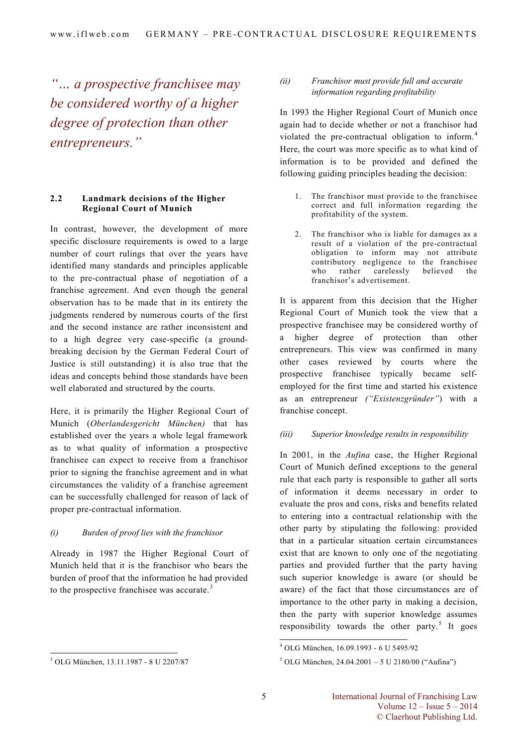*"… a prospective franchisee may be considered worthy of a higher degree of protection than other entrepreneurs."*

### 2.2 Landmark decisions of the Higher Regional Court of Munich

In contrast, however, the development of more specific disclosure requirements is owed to a large number of court rulings that over the years have identified many standards and principles applicable to the pre-contractual phase of negotiation of a franchise agreement. And even though the general observation has to be made that in its entirety the judgments rendered by numerous courts of the first and the second instance are rather inconsistent and to a high degree very case-specific (a ground-breaking decision by the German Federal Court of Justice is still outstanding) it is also true that the ideas and concepts behind those standards have been well elaborated and structured by the courts.

Here, it is primarily the Higher Regional Court of Munich (*Oberlandesgericht München)* that has established over the years a whole legal framework as to what quality of information a prospective franchisee can expect to receive from a franchisor prior to signing the franchise agreement and in what circumstances the validity of a franchise agreement can be successfully challenged for reason of lack of proper pre-contractual information.

*(i) Burden of proof lies with the franchisor*

Already in 1987 the Higher Regional Court of Munich held that it is the franchisor who bears the burden of proof that the information he had provided to the prospective franchisee was accurate.[3]

*(ii) Franchisor must provide full and accurate information regarding profitability*

In 1993 the Higher Regional Court of Munich once again had to decide whether or not a franchisor had violated the pre-contractual obligation to inform.[4] Here, the court was more specific as to what kind of information is to be provided and defined the following guiding principles heading the decision:

1. The franchisor must provide to the franchisee correct and full information regarding the profitability of the system.
2. The franchisor who is liable for damages as a result of a violation of the pre-contractual obligation to inform may not attribute contributory negligence to the franchisee who rather carelessly believed the franchisor's advertisement.

It is apparent from this decision that the Higher Regional Court of Munich took the view that a prospective franchisee may be considered worthy of a higher degree of protection than other entrepreneurs. This view was confirmed in many other cases reviewed by courts where the prospective franchisee typically became self-employed for the first time and started his existence as an entrepreneur *("Existenzgründer"*) with a franchise concept.

*(iii) Superior knowledge results in responsibility*

In 2001, in the *Aufina* case, the Higher Regional Court of Munich defined exceptions to the general rule that each party is responsible to gather all sorts of information it deems necessary in order to evaluate the pros and cons, risks and benefits related to entering into a contractual relationship with the other party by stipulating the following: provided that in a particular situation certain circumstances exist that are known to only one of the negotiating parties and provided further that the party having such superior knowledge is aware (or should be aware) of the fact that those circumstances are of importance to the other party in making a decision, then the party with superior knowledge assumes responsibility towards the other party.[5] It goes

[3] OLG München, 13.11.1987 - 8 U 2207/87

[4] OLG München, 16.09.1993 - 6 U 5495/92

[5] OLG München, 24.04.2001 – 5 U 2180/00 ("Aufina")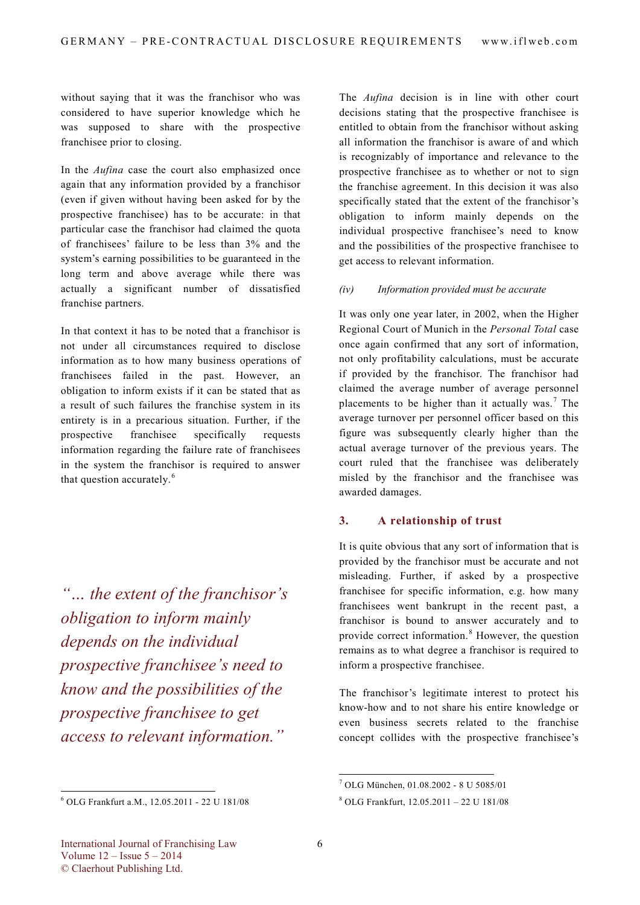without saying that it was the franchisor who was considered to have superior knowledge which he was supposed to share with the prospective franchisee prior to closing.

In the *Aufina* case the court also emphasized once again that any information provided by a franchisor (even if given without having been asked for by the prospective franchisee) has to be accurate: in that particular case the franchisor had claimed the quota of franchisees' failure to be less than 3% and the system's earning possibilities to be guaranteed in the long term and above average while there was actually a significant number of dissatisfied franchise partners.

In that context it has to be noted that a franchisor is not under all circumstances required to disclose information as to how many business operations of franchisees failed in the past. However, an obligation to inform exists if it can be stated that as a result of such failures the franchise system in its entirety is in a precarious situation. Further, if the prospective franchisee specifically requests information regarding the failure rate of franchisees in the system the franchisor is required to answer that question accurately.[6]

> *"... the extent of the franchisor's obligation to inform mainly depends on the individual prospective franchisee's need to know and the possibilities of the prospective franchisee to get access to relevant information."*

The *Aufina* decision is in line with other court decisions stating that the prospective franchisee is entitled to obtain from the franchisor without asking all information the franchisor is aware of and which is recognizably of importance and relevance to the prospective franchisee as to whether or not to sign the franchise agreement. In this decision it was also specifically stated that the extent of the franchisor's obligation to inform mainly depends on the individual prospective franchisee's need to know and the possibilities of the prospective franchisee to get access to relevant information.

*(iv) Information provided must be accurate*

It was only one year later, in 2002, when the Higher Regional Court of Munich in the *Personal Total* case once again confirmed that any sort of information, not only profitability calculations, must be accurate if provided by the franchisor. The franchisor had claimed the average number of average personnel placements to be higher than it actually was.[7] The average turnover per personnel officer based on this figure was subsequently clearly higher than the actual average turnover of the previous years. The court ruled that the franchisee was deliberately misled by the franchisor and the franchisee was awarded damages.

## 3. A relationship of trust

It is quite obvious that any sort of information that is provided by the franchisor must be accurate and not misleading. Further, if asked by a prospective franchisee for specific information, e.g. how many franchisees went bankrupt in the recent past, a franchisor is bound to answer accurately and to provide correct information.[8] However, the question remains as to what degree a franchisor is required to inform a prospective franchisee.

The franchisor's legitimate interest to protect his know-how and to not share his entire knowledge or even business secrets related to the franchise concept collides with the prospective franchisee's

---

[6] OLG Frankfurt a.M., 12.05.2011 - 22 U 181/08

[7] OLG München, 01.08.2002 - 8 U 5085/01

[8] OLG Frankfurt, 12.05.2011 – 22 U 181/08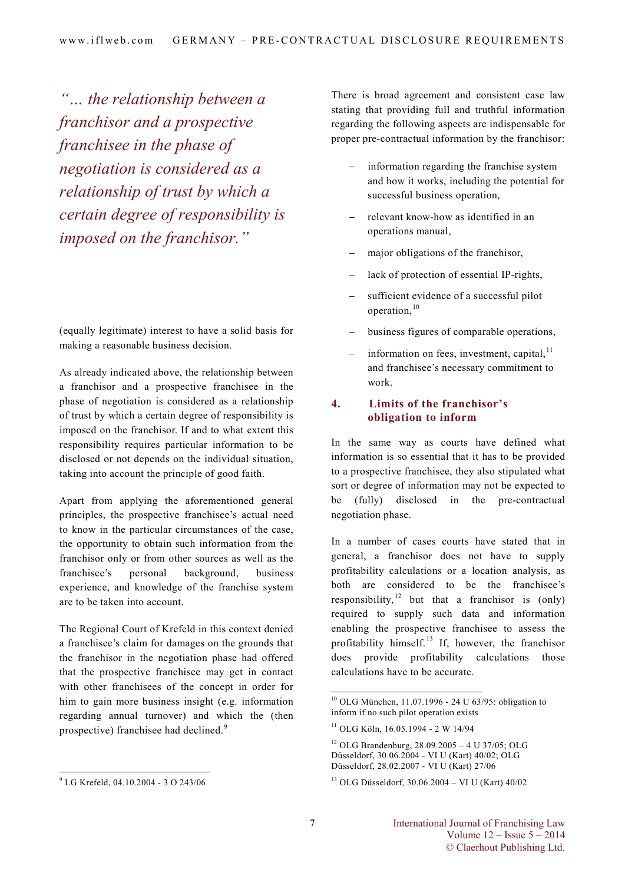*"... the relationship between a franchisor and a prospective franchisee in the phase of negotiation is considered as a relationship of trust by which a certain degree of responsibility is imposed on the franchisor."*

(equally legitimate) interest to have a solid basis for making a reasonable business decision.

As already indicated above, the relationship between a franchisor and a prospective franchisee in the phase of negotiation is considered as a relationship of trust by which a certain degree of responsibility is imposed on the franchisor. If and to what extent this responsibility requires particular information to be disclosed or not depends on the individual situation, taking into account the principle of good faith.

Apart from applying the aforementioned general principles, the prospective franchisee's actual need to know in the particular circumstances of the case, the opportunity to obtain such information from the franchisor only or from other sources as well as the franchisee's personal background, business experience, and knowledge of the franchise system are to be taken into account.

The Regional Court of Krefeld in this context denied a franchisee's claim for damages on the grounds that the franchisor in the negotiation phase had offered that the prospective franchisee may get in contact with other franchisees of the concept in order for him to gain more business insight (e.g. information regarding annual turnover) and which the (then prospective) franchisee had declined.[9]

There is broad agreement and consistent case law stating that providing full and truthful information regarding the following aspects are indispensable for proper pre-contractual information by the franchisor:

- information regarding the franchise system and how it works, including the potential for successful business operation,
- relevant know-how as identified in an operations manual,
- major obligations of the franchisor,
- lack of protection of essential IP-rights,
- sufficient evidence of a successful pilot operation,[10]
- business figures of comparable operations,
- information on fees, investment, capital,[11] and franchisee's necessary commitment to work.

## 4. Limits of the franchisor's obligation to inform

In the same way as courts have defined what information is so essential that it has to be provided to a prospective franchisee, they also stipulated what sort or degree of information may not be expected to be (fully) disclosed in the pre-contractual negotiation phase.

In a number of cases courts have stated that in general, a franchisor does not have to supply profitability calculations or a location analysis, as both are considered to be the franchisee's responsibility,[12] but that a franchisor is (only) required to supply such data and information enabling the prospective franchisee to assess the profitability himself.[13] If, however, the franchisor does provide profitability calculations those calculations have to be accurate.

---

[9] LG Krefeld, 04.10.2004 - 3 O 243/06

[10] OLG München, 11.07.1996 - 24 U 63/95: obligation to inform if no such pilot operation exists

[11] OLG Köln, 16.05.1994 - 2 W 14/94

[12] OLG Brandenburg, 28.09.2005 – 4 U 37/05; OLG Düsseldorf, 30.06.2004 - VI U (Kart) 40/02; OLG Düsseldorf, 28.02.2007 - VI U (Kart) 27/06

[13] OLG Düsseldorf, 30.06.2004 – VI U (Kart) 40/02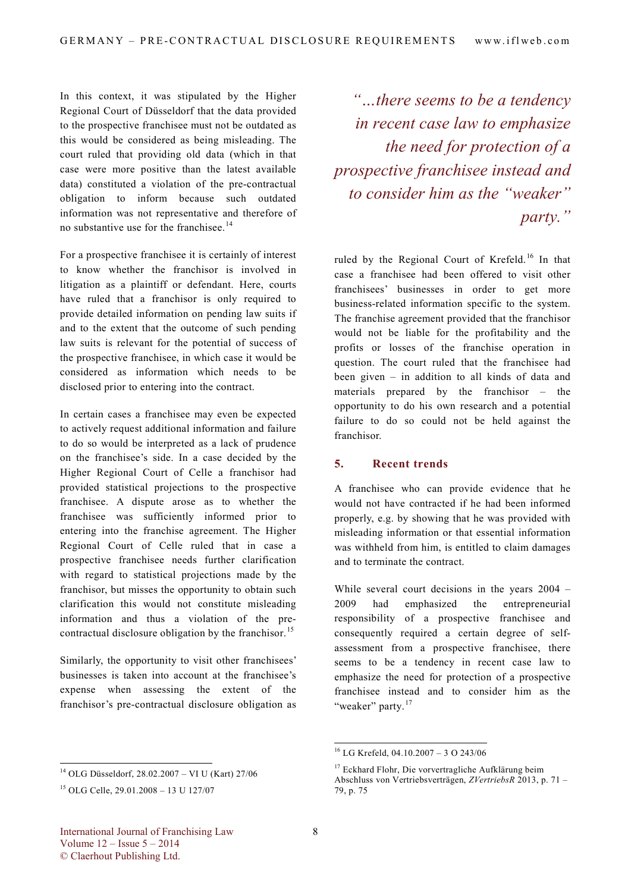In this context, it was stipulated by the Higher Regional Court of Düsseldorf that the data provided to the prospective franchisee must not be outdated as this would be considered as being misleading. The court ruled that providing old data (which in that case were more positive than the latest available data) constituted a violation of the pre-contractual obligation to inform because such outdated information was not representative and therefore of no substantive use for the franchisee.[14]

For a prospective franchisee it is certainly of interest to know whether the franchisor is involved in litigation as a plaintiff or defendant. Here, courts have ruled that a franchisor is only required to provide detailed information on pending law suits if and to the extent that the outcome of such pending law suits is relevant for the potential of success of the prospective franchisee, in which case it would be considered as information which needs to be disclosed prior to entering into the contract.

In certain cases a franchisee may even be expected to actively request additional information and failure to do so would be interpreted as a lack of prudence on the franchisee's side. In a case decided by the Higher Regional Court of Celle a franchisor had provided statistical projections to the prospective franchisee. A dispute arose as to whether the franchisee was sufficiently informed prior to entering into the franchise agreement. The Higher Regional Court of Celle ruled that in case a prospective franchisee needs further clarification with regard to statistical projections made by the franchisor, but misses the opportunity to obtain such clarification this would not constitute misleading information and thus a violation of the pre-contractual disclosure obligation by the franchisor.[15]

Similarly, the opportunity to visit other franchisees' businesses is taken into account at the franchisee's expense when assessing the extent of the franchisor's pre-contractual disclosure obligation as ruled by the Regional Court of Krefeld.[16] In that case a franchisee had been offered to visit other franchisees' businesses in order to get more business-related information specific to the system. The franchise agreement provided that the franchisor would not be liable for the profitability and the profits or losses of the franchise operation in question. The court ruled that the franchisee had been given – in addition to all kinds of data and materials prepared by the franchisor – the opportunity to do his own research and a potential failure to do so could not be held against the franchisor.

*"…there seems to be a tendency in recent case law to emphasize the need for protection of a prospective franchisee instead and to consider him as the "weaker" party."*

## 5. Recent trends

A franchisee who can provide evidence that he would not have contracted if he had been informed properly, e.g. by showing that he was provided with misleading information or that essential information was withheld from him, is entitled to claim damages and to terminate the contract.

While several court decisions in the years 2004 – 2009 had emphasized the entrepreneurial responsibility of a prospective franchisee and consequently required a certain degree of self-assessment from a prospective franchisee, there seems to be a tendency in recent case law to emphasize the need for protection of a prospective franchisee instead and to consider him as the "weaker" party.[17]

---

[14] OLG Düsseldorf, 28.02.2007 – VI U (Kart) 27/06

[15] OLG Celle, 29.01.2008 – 13 U 127/07

[16] LG Krefeld, 04.10.2007 – 3 O 243/06

[17] Eckhard Flohr, Die vorvertragliche Aufklärung beim Abschluss von Vertriebsverträgen, *ZVertriebsR* 2013, p. 71 – 79, p. 75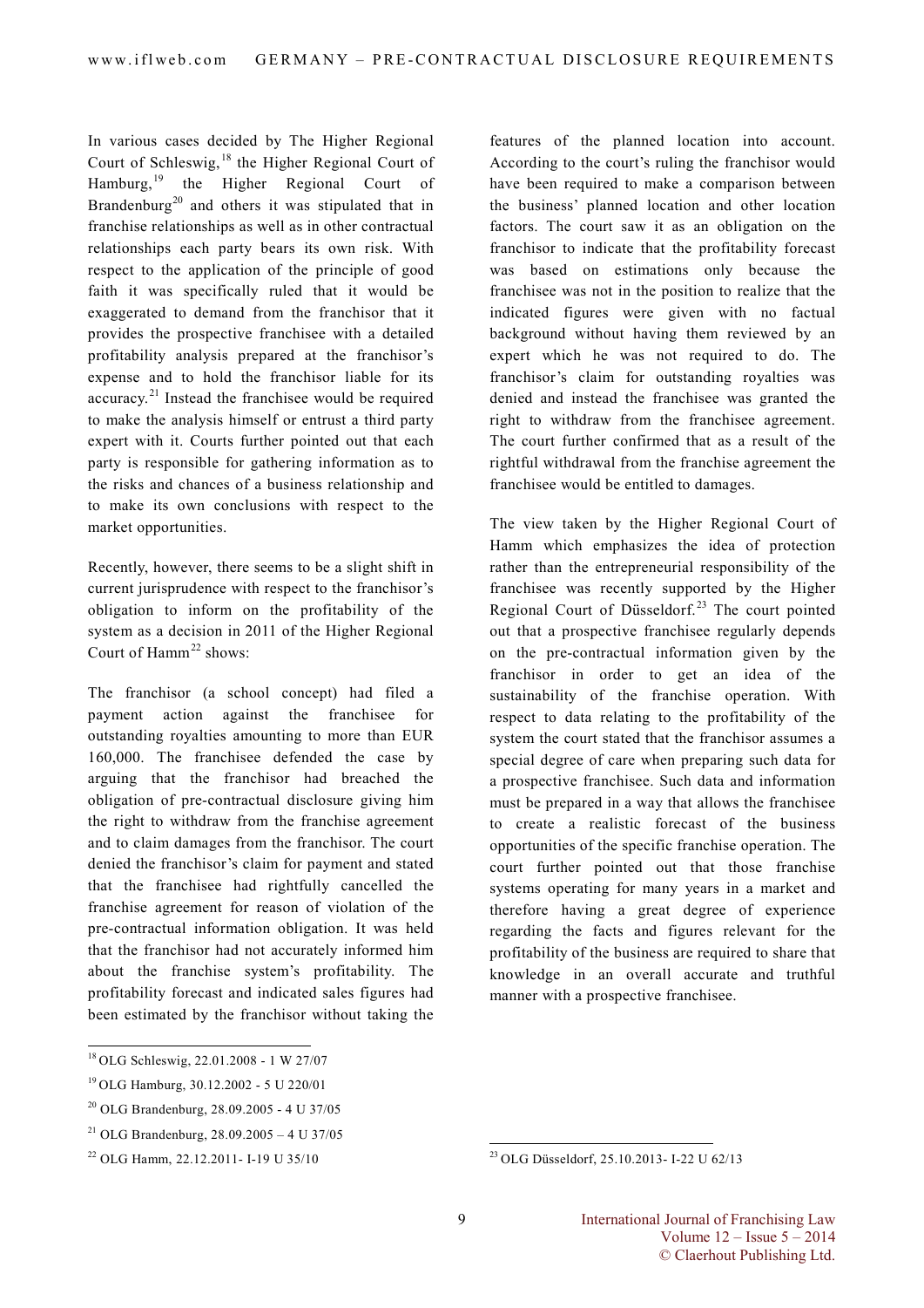In various cases decided by The Higher Regional Court of Schleswig,[18] the Higher Regional Court of Hamburg,[19] the Higher Regional Court of Brandenburg[20] and others it was stipulated that in franchise relationships as well as in other contractual relationships each party bears its own risk. With respect to the application of the principle of good faith it was specifically ruled that it would be exaggerated to demand from the franchisor that it provides the prospective franchisee with a detailed profitability analysis prepared at the franchisor's expense and to hold the franchisor liable for its accuracy.[21] Instead the franchisee would be required to make the analysis himself or entrust a third party expert with it. Courts further pointed out that each party is responsible for gathering information as to the risks and chances of a business relationship and to make its own conclusions with respect to the market opportunities.

Recently, however, there seems to be a slight shift in current jurisprudence with respect to the franchisor's obligation to inform on the profitability of the system as a decision in 2011 of the Higher Regional Court of Hamm[22] shows:

The franchisor (a school concept) had filed a payment action against the franchisee for outstanding royalties amounting to more than EUR 160,000. The franchisee defended the case by arguing that the franchisor had breached the obligation of pre-contractual disclosure giving him the right to withdraw from the franchise agreement and to claim damages from the franchisor. The court denied the franchisor's claim for payment and stated that the franchisee had rightfully cancelled the franchise agreement for reason of violation of the pre-contractual information obligation. It was held that the franchisor had not accurately informed him about the franchise system's profitability. The profitability forecast and indicated sales figures had been estimated by the franchisor without taking the features of the planned location into account. According to the court's ruling the franchisor would have been required to make a comparison between the business' planned location and other location factors. The court saw it as an obligation on the franchisor to indicate that the profitability forecast was based on estimations only because the franchisee was not in the position to realize that the indicated figures were given with no factual background without having them reviewed by an expert which he was not required to do. The franchisor's claim for outstanding royalties was denied and instead the franchisee was granted the right to withdraw from the franchisee agreement. The court further confirmed that as a result of the rightful withdrawal from the franchise agreement the franchisee would be entitled to damages.

The view taken by the Higher Regional Court of Hamm which emphasizes the idea of protection rather than the entrepreneurial responsibility of the franchisee was recently supported by the Higher Regional Court of Düsseldorf.[23] The court pointed out that a prospective franchisee regularly depends on the pre-contractual information given by the franchisor in order to get an idea of the sustainability of the franchise operation. With respect to data relating to the profitability of the system the court stated that the franchisor assumes a special degree of care when preparing such data for a prospective franchisee. Such data and information must be prepared in a way that allows the franchisee to create a realistic forecast of the business opportunities of the specific franchise operation. The court further pointed out that those franchise systems operating for many years in a market and therefore having a great degree of experience regarding the facts and figures relevant for the profitability of the business are required to share that knowledge in an overall accurate and truthful manner with a prospective franchisee.

---

[18] OLG Schleswig, 22.01.2008 - 1 W 27/07

[19] OLG Hamburg, 30.12.2002 - 5 U 220/01

[20] OLG Brandenburg, 28.09.2005 - 4 U 37/05

[21] OLG Brandenburg, 28.09.2005 – 4 U 37/05

[22] OLG Hamm, 22.12.2011- I-19 U 35/10

[23] OLG Düsseldorf, 25.10.2013- I-22 U 62/13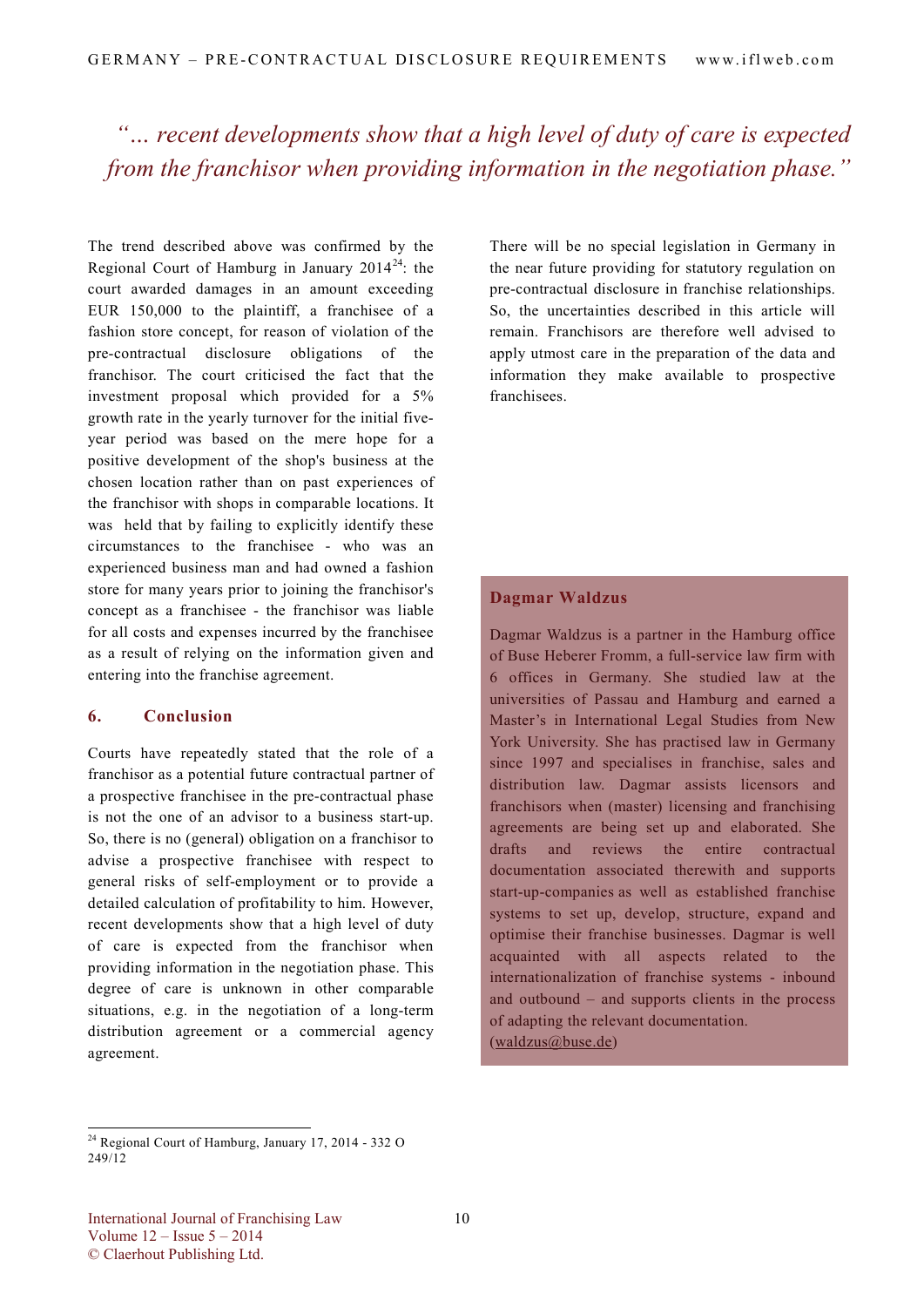*"… recent developments show that a high level of duty of care is expected from the franchisor when providing information in the negotiation phase."*

The trend described above was confirmed by the Regional Court of Hamburg in January 2014[24]: the court awarded damages in an amount exceeding EUR 150,000 to the plaintiff, a franchisee of a fashion store concept, for reason of violation of the pre-contractual disclosure obligations of the franchisor. The court criticised the fact that the investment proposal which provided for a 5% growth rate in the yearly turnover for the initial five-year period was based on the mere hope for a positive development of the shop's business at the chosen location rather than on past experiences of the franchisor with shops in comparable locations. It was held that by failing to explicitly identify these circumstances to the franchisee - who was an experienced business man and had owned a fashion store for many years prior to joining the franchisor's concept as a franchisee - the franchisor was liable for all costs and expenses incurred by the franchisee as a result of relying on the information given and entering into the franchise agreement.

## 6. Conclusion

Courts have repeatedly stated that the role of a franchisor as a potential future contractual partner of a prospective franchisee in the pre-contractual phase is not the one of an advisor to a business start-up. So, there is no (general) obligation on a franchisor to advise a prospective franchisee with respect to general risks of self-employment or to provide a detailed calculation of profitability to him. However, recent developments show that a high level of duty of care is expected from the franchisor when providing information in the negotiation phase. This degree of care is unknown in other comparable situations, e.g. in the negotiation of a long-term distribution agreement or a commercial agency agreement.

There will be no special legislation in Germany in the near future providing for statutory regulation on pre-contractual disclosure in franchise relationships. So, the uncertainties described in this article will remain. Franchisors are therefore well advised to apply utmost care in the preparation of the data and information they make available to prospective franchisees.

**Dagmar Waldzus**

Dagmar Waldzus is a partner in the Hamburg office of Buse Heberer Fromm, a full-service law firm with 6 offices in Germany. She studied law at the universities of Passau and Hamburg and earned a Master's in International Legal Studies from New York University. She has practised law in Germany since 1997 and specialises in franchise, sales and distribution law. Dagmar assists licensors and franchisors when (master) licensing and franchising agreements are being set up and elaborated. She drafts and reviews the entire contractual documentation associated therewith and supports start-up-companies as well as established franchise systems to set up, develop, structure, expand and optimise their franchise businesses. Dagmar is well acquainted with all aspects related to the internationalization of franchise systems - inbound and outbound – and supports clients in the process of adapting the relevant documentation. (waldzus@buse.de)

---

[24] Regional Court of Hamburg, January 17, 2014 - 332 O 249/12